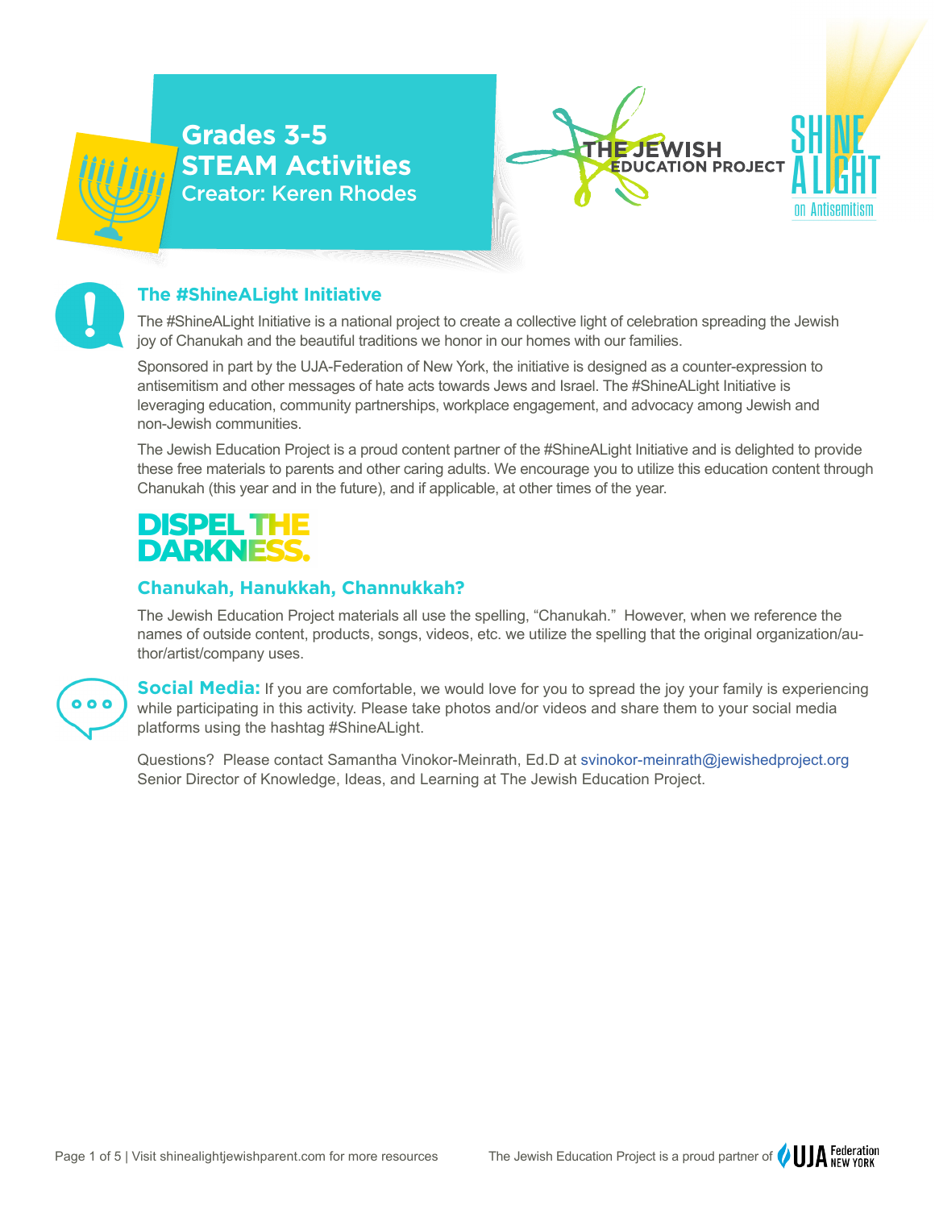# Grades 3-5 STEAM Activities

Creator: Keren Rhodes

THE JEWISH EDUCATION PROJECT

SHINE A LIGHT on Antisemitism

## The #ShineALight Initiative

The #ShineALight Initiative is a national project to create a collective light of celebration spreading the Jewish joy of Chanukah and the beautiful traditions we honor in our homes with our families.

Sponsored in part by the UJA-Federation of New York, the initiative is designed as a counter-expression to antisemitism and other messages of hate acts towards Jews and Israel. The #ShineALight Initiative is leveraging education, community partnerships, workplace engagement, and advocacy among Jewish and non-Jewish communities.

The Jewish Education Project is a proud content partner of the #ShineALight Initiative and is delighted to provide these free materials to parents and other caring adults. We encourage you to utilize this education content through Chanukah (this year and in the future), and if applicable, at other times of the year.

**DISPEL THE DARKNESS.**

## Chanukah, Hanukkah, Channukkah?

The Jewish Education Project materials all use the spelling, "Chanukah." However, when we reference the names of outside content, products, songs, videos, etc. we utilize the spelling that the original organization/author/artist/company uses.

**Social Media:** If you are comfortable, we would love for you to spread the joy your family is experiencing while participating in this activity. Please take photos and/or videos and share them to your social media platforms using the hashtag #ShineALight.

Questions? Please contact Samantha Vinokor-Meinrath, Ed.D at svinokor-meinrath@jewishedproject.org Senior Director of Knowledge, Ideas, and Learning at The Jewish Education Project.

Visit shinealightjewishparent.com for more resources

The Jewish Education Project is a proud partner of UJA Federation New York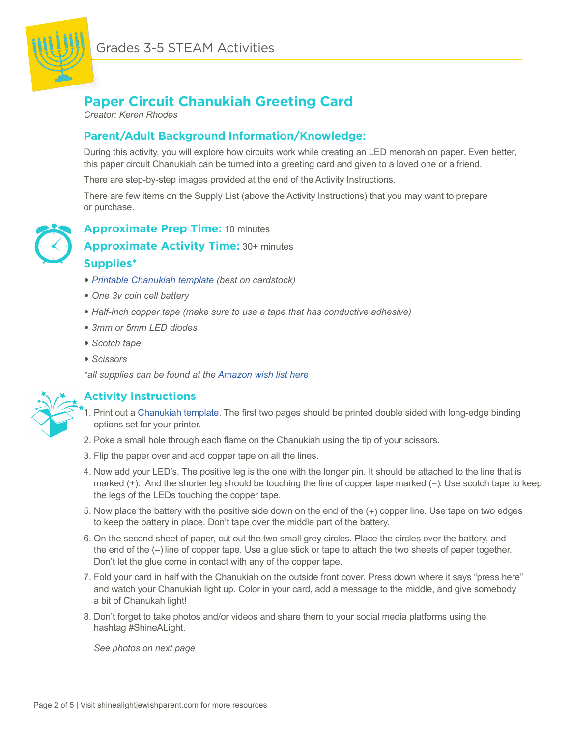Grades 3-5 STEAM Activities

## Paper Circuit Chanukiah Greeting Card

*Creator: Keren Rhodes*

### Parent/Adult Background Information/Knowledge:

During this activity, you will explore how circuits work while creating an LED menorah on paper. Even better, this paper circuit Chanukiah can be turned into a greeting card and given to a loved one or a friend.

There are step-by-step images provided at the end of the Activity Instructions.

There are few items on the Supply List (above the Activity Instructions) that you may want to prepare or purchase.

**Approximate Prep Time:** 10 minutes

**Approximate Activity Time:** 30+ minutes

### Supplies*

- *Printable Chanukiah template (best on cardstock)*
- *One 3v coin cell battery*
- *Half-inch copper tape (make sure to use a tape that has conductive adhesive)*
- *3mm or 5mm LED diodes*
- *Scotch tape*
- *Scissors*

*\*all supplies can be found at the Amazon wish list here*

### Activity Instructions

1. Print out a Chanukiah template. The first two pages should be printed double sided with long-edge binding options set for your printer.
2. Poke a small hole through each flame on the Chanukiah using the tip of your scissors.
3. Flip the paper over and add copper tape on all the lines.
4. Now add your LED's. The positive leg is the one with the longer pin. It should be attached to the line that is marked (+). And the shorter leg should be touching the line of copper tape marked (–). Use scotch tape to keep the legs of the LEDs touching the copper tape.
5. Now place the battery with the positive side down on the end of the (+) copper line. Use tape on two edges to keep the battery in place. Don't tape over the middle part of the battery.
6. On the second sheet of paper, cut out the two small grey circles. Place the circles over the battery, and the end of the (–) line of copper tape. Use a glue stick or tape to attach the two sheets of paper together. Don't let the glue come in contact with any of the copper tape.
7. Fold your card in half with the Chanukiah on the outside front cover. Press down where it says "press here" and watch your Chanukiah light up. Color in your card, add a message to the middle, and give somebody a bit of Chanukah light!
8. Don't forget to take photos and/or videos and share them to your social media platforms using the hashtag #ShineALight.

*See photos on next page*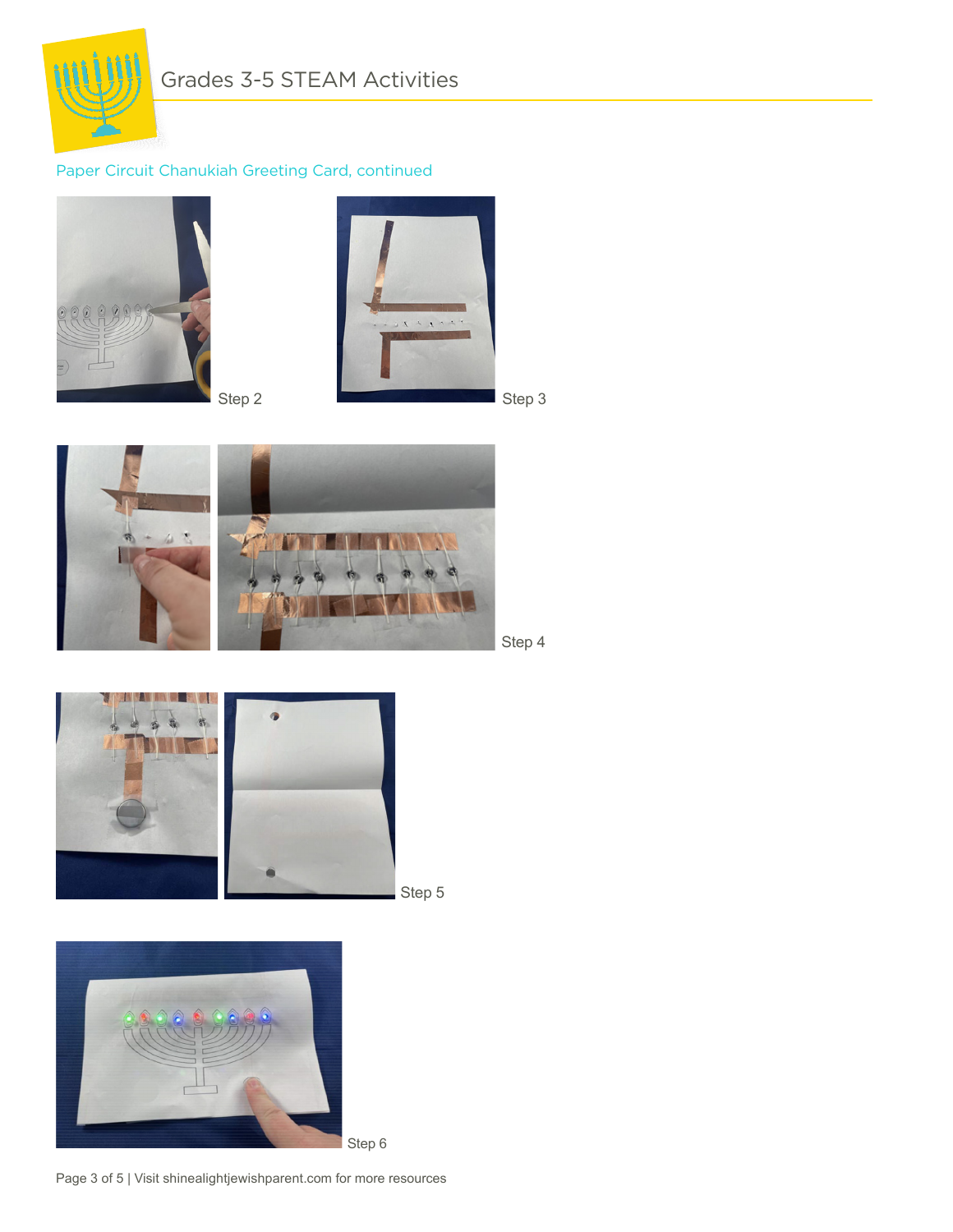## Paper Circuit Chanukiah Greeting Card, continued

Step 2

Step 3

Step 4

Step 5

Step 6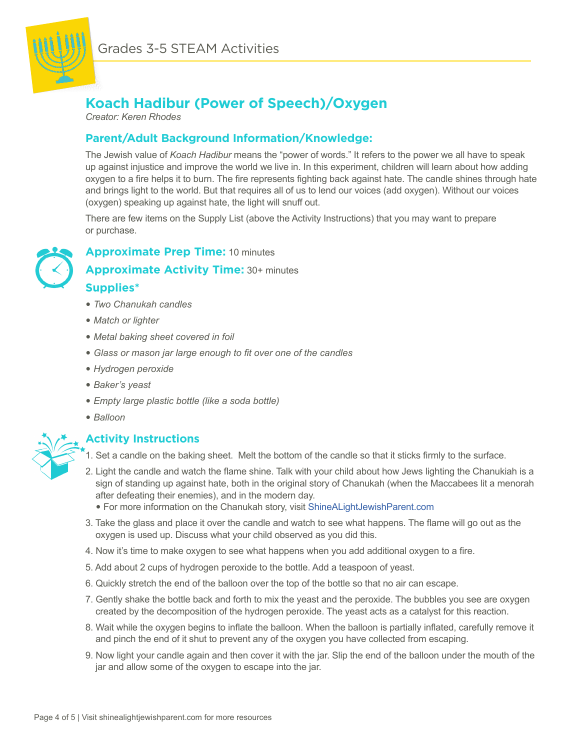Grades 3-5 STEAM Activities

## Koach Hadibur (Power of Speech)/Oxygen

*Creator: Keren Rhodes*

### Parent/Adult Background Information/Knowledge:

The Jewish value of *Koach Hadibur* means the "power of words." It refers to the power we all have to speak up against injustice and improve the world we live in. In this experiment, children will learn about how adding oxygen to a fire helps it to burn. The fire represents fighting back against hate. The candle shines through hate and brings light to the world. But that requires all of us to lend our voices (add oxygen). Without our voices (oxygen) speaking up against hate, the light will snuff out.

There are few items on the Supply List (above the Activity Instructions) that you may want to prepare or purchase.

**Approximate Prep Time:** 10 minutes

**Approximate Activity Time:** 30+ minutes

### Supplies*

- *Two Chanukah candles*
- *Match or lighter*
- *Metal baking sheet covered in foil*
- *Glass or mason jar large enough to fit over one of the candles*
- *Hydrogen peroxide*
- *Baker's yeast*
- *Empty large plastic bottle (like a soda bottle)*
- *Balloon*

### Activity Instructions

1. Set a candle on the baking sheet. Melt the bottom of the candle so that it sticks firmly to the surface.
2. Light the candle and watch the flame shine. Talk with your child about how Jews lighting the Chanukiah is a sign of standing up against hate, both in the original story of Chanukah (when the Maccabees lit a menorah after defeating their enemies), and in the modern day.
   - For more information on the Chanukah story, visit ShineALightJewishParent.com
3. Take the glass and place it over the candle and watch to see what happens. The flame will go out as the oxygen is used up. Discuss what your child observed as you did this.
4. Now it's time to make oxygen to see what happens when you add additional oxygen to a fire.
5. Add about 2 cups of hydrogen peroxide to the bottle. Add a teaspoon of yeast.
6. Quickly stretch the end of the balloon over the top of the bottle so that no air can escape.
7. Gently shake the bottle back and forth to mix the yeast and the peroxide. The bubbles you see are oxygen created by the decomposition of the hydrogen peroxide. The yeast acts as a catalyst for this reaction.
8. Wait while the oxygen begins to inflate the balloon. When the balloon is partially inflated, carefully remove it and pinch the end of it shut to prevent any of the oxygen you have collected from escaping.
9. Now light your candle again and then cover it with the jar. Slip the end of the balloon under the mouth of the jar and allow some of the oxygen to escape into the jar.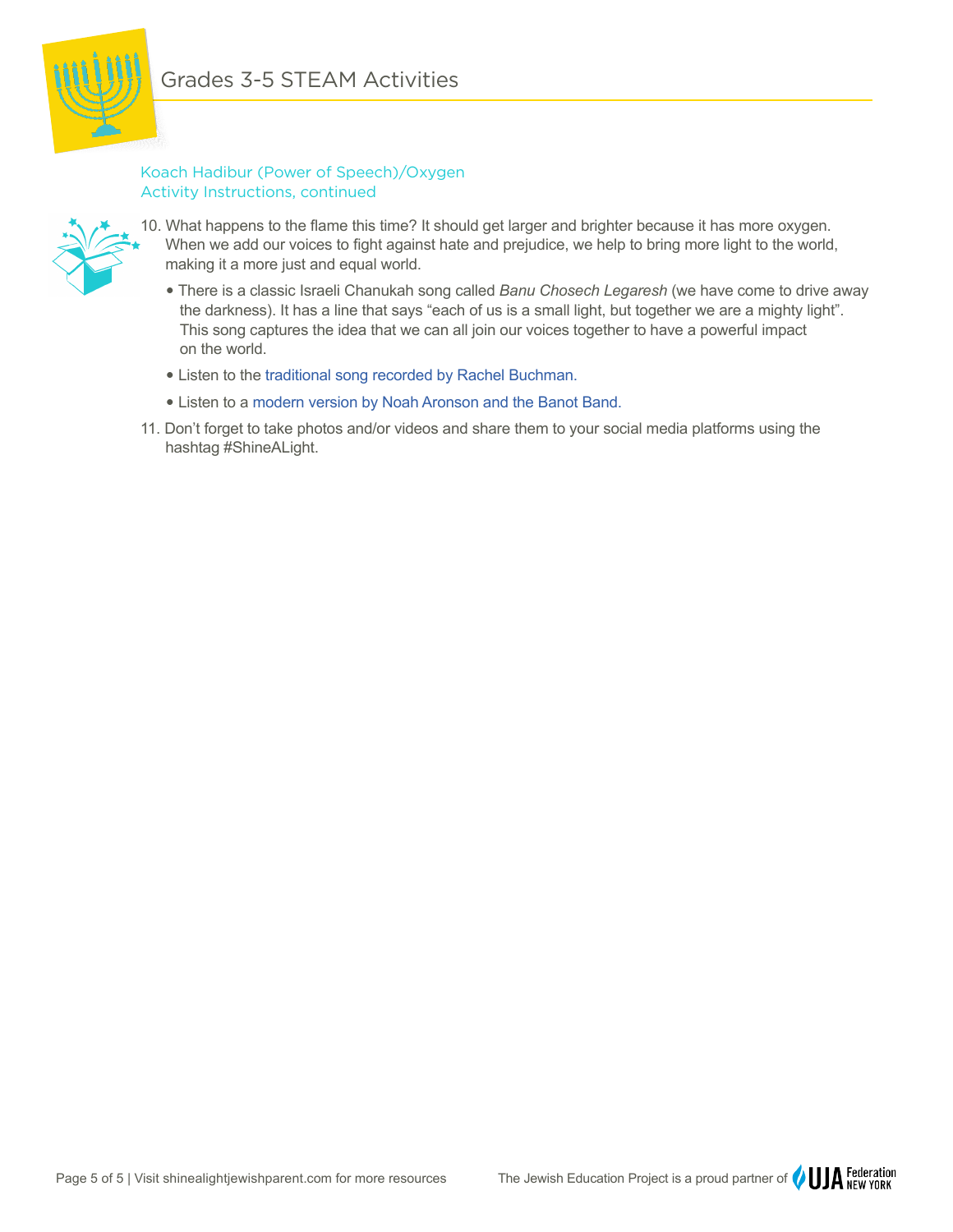## Koach Hadibur (Power of Speech)/Oxygen
### Activity Instructions, continued

10. What happens to the flame this time? It should get larger and brighter because it has more oxygen. When we add our voices to fight against hate and prejudice, we help to bring more light to the world, making it a more just and equal world.
    - There is a classic Israeli Chanukah song called *Banu Chosech Legaresh* (we have come to drive away the darkness). It has a line that says “each of us is a small light, but together we are a mighty light”. This song captures the idea that we can all join our voices together to have a powerful impact on the world.
    - Listen to the traditional song recorded by Rachel Buchman.
    - Listen to a modern version by Noah Aronson and the Banot Band.
11. Don’t forget to take photos and/or videos and share them to your social media platforms using the hashtag #ShineALight.